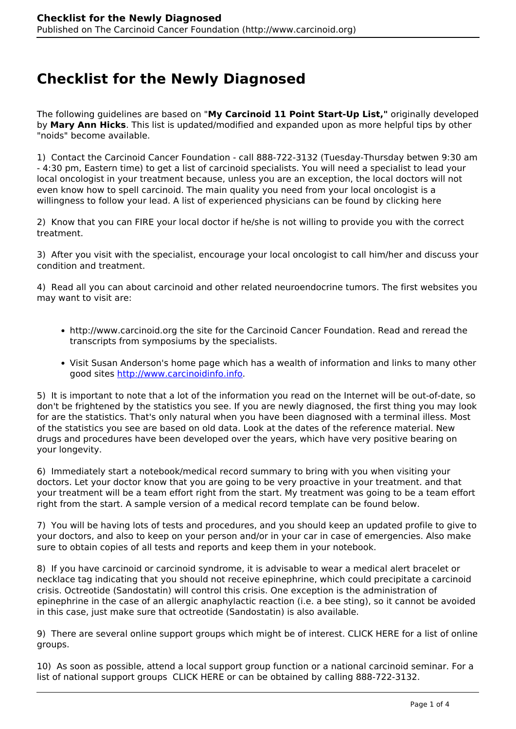# Checklist for the Newly Diagnosed

The following guidelines are based on "**My Carcinoid 11 Point Start-Up List,**" originally developed by **Mary Ann Hicks**. This list is updated/modified and expanded upon as more helpful tips by other "noids" become available.

1) Contact the Carcinoid Cancer Foundation - call 888-722-3132 (Tuesday-Thursday betwen 9:30 am - 4:30 pm, Eastern time) to get a list of carcinoid specialists. You will need a specialist to lead your local oncologist in your treatment because, unless you are an exception, the local doctors will not even know how to spell carcinoid. The main quality you need from your local oncologist is a willingness to follow your lead. A list of experienced physicians can be found by clicking here

2) Know that you can FIRE your local doctor if he/she is not willing to provide you with the correct treatment.

3) After you visit with the specialist, encourage your local oncologist to call him/her and discuss your condition and treatment.

4) Read all you can about carcinoid and other related neuroendocrine tumors. The first websites you may want to visit are:

- http://www.carcinoid.org the site for the Carcinoid Cancer Foundation. Read and reread the transcripts from symposiums by the specialists.
- Visit Susan Anderson's home page which has a wealth of information and links to many other good sites http://www.carcinoidinfo.info.

5) It is important to note that a lot of the information you read on the Internet will be out-of-date, so don't be frightened by the statistics you see. If you are newly diagnosed, the first thing you may look for are the statistics. That's only natural when you have been diagnosed with a terminal illness. Most of the statistics you see are based on old data. Look at the dates of the reference material. New drugs and procedures have been developed over the years, which have very positive bearing on your longevity.

6) Immediately start a notebook/medical record summary to bring with you when visiting your doctors. Let your doctor know that you are going to be very proactive in your treatment. and that your treatment will be a team effort right from the start. My treatment was going to be a team effort right from the start. A sample version of a medical record template can be found below.

7) You will be having lots of tests and procedures, and you should keep an updated profile to give to your doctors, and also to keep on your person and/or in your car in case of emergencies. Also make sure to obtain copies of all tests and reports and keep them in your notebook.

8) If you have carcinoid or carcinoid syndrome, it is advisable to wear a medical alert bracelet or necklace tag indicating that you should not receive epinephrine, which could precipitate a carcinoid crisis. Octreotide (Sandostatin) will control this crisis. One exception is the administration of epinephrine in the case of an allergic anaphylactic reaction (i.e. a bee sting), so it cannot be avoided in this case, just make sure that octreotide (Sandostatin) is also available.

9) There are several online support groups which might be of interest. CLICK HERE for a list of online groups.

10) As soon as possible, attend a local support group function or a national carcinoid seminar. For a list of national support groups CLICK HERE or can be obtained by calling 888-722-3132.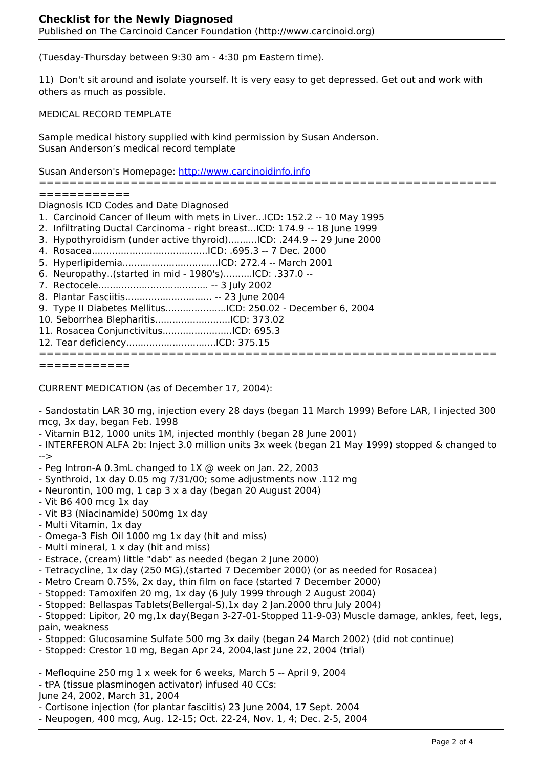(Tuesday-Thursday between 9:30 am - 4:30 pm Eastern time).

11) Don't sit around and isolate yourself. It is very easy to get depressed. Get out and work with others as much as possible.

MEDICAL RECORD TEMPLATE

Sample medical history supplied with kind permission by Susan Anderson.
Susan Anderson's medical record template

Susan Anderson's Homepage: [http://www.carcinoidinfo.info](http://www.carcinoidinfo.info)

========================================================================

Diagnosis ICD Codes and Date Diagnosed

1. Carcinoid Cancer of Ileum with mets in Liver...ICD: 152.2 -- 10 May 1995
2. Infiltrating Ductal Carcinoma - right breast...ICD: 174.9 -- 18 June 1999
3. Hypothyroidism (under active thyroid)..........ICD: .244.9 -- 29 June 2000
4. Rosacea........................................ICD: .695.3 -- 7 Dec. 2000
5. Hyperlipidemia.................................ICD: 272.4 -- March 2001
6. Neuropathy..(started in mid - 1980's)..........ICD: .337.0 --
7. Rectocele..................................... -- 3 July 2002
8. Plantar Fasciitis.............................. -- 23 June 2004
9. Type II Diabetes Mellitus.....................ICD: 250.02 - December 6, 2004
10. Seborrhea Blepharitis..........................ICD: 373.02
11. Rosacea Conjunctivitus........................ICD: 695.3
12. Tear deficiency...............................ICD: 375.15

========================================================================

CURRENT MEDICATION (as of December 17, 2004):

- Sandostatin LAR 30 mg, injection every 28 days (began 11 March 1999) Before LAR, I injected 300 mcg, 3x day, began Feb. 1998
- Vitamin B12, 1000 units 1M, injected monthly (began 28 June 2001)
- INTERFERON ALFA 2b: Inject 3.0 million units 3x week (began 21 May 1999) stopped & changed to -->
- Peg Intron-A 0.3mL changed to 1X @ week on Jan. 22, 2003
- Synthroid, 1x day 0.05 mg 7/31/00; some adjustments now .112 mg
- Neurontin, 100 mg, 1 cap 3 x a day (began 20 August 2004)
- Vit B6 400 mcg 1x day
- Vit B3 (Niacinamide) 500mg 1x day
- Multi Vitamin, 1x day
- Omega-3 Fish Oil 1000 mg 1x day (hit and miss)
- Multi mineral, 1 x day (hit and miss)
- Estrace, (cream) little "dab" as needed (began 2 June 2000)
- Tetracycline, 1x day (250 MG),(started 7 December 2000) (or as needed for Rosacea)
- Metro Cream 0.75%, 2x day, thin film on face (started 7 December 2000)
- Stopped: Tamoxifen 20 mg, 1x day (6 July 1999 through 2 August 2004)
- Stopped: Bellaspas Tablets(Bellergal-S),1x day 2 Jan.2000 thru July 2004)
- Stopped: Lipitor, 20 mg,1x day(Began 3-27-01-Stopped 11-9-03) Muscle damage, ankles, feet, legs, pain, weakness
- Stopped: Glucosamine Sulfate 500 mg 3x daily (began 24 March 2002) (did not continue)
- Stopped: Crestor 10 mg, Began Apr 24, 2004,last June 22, 2004 (trial)

- Mefloquine 250 mg 1 x week for 6 weeks, March 5 -- April 9, 2004
- tPA (tissue plasminogen activator) infused 40 CCs:
June 24, 2002, March 31, 2004
- Cortisone injection (for plantar fasciitis) 23 June 2004, 17 Sept. 2004
- Neupogen, 400 mcg, Aug. 12-15; Oct. 22-24, Nov. 1, 4; Dec. 2-5, 2004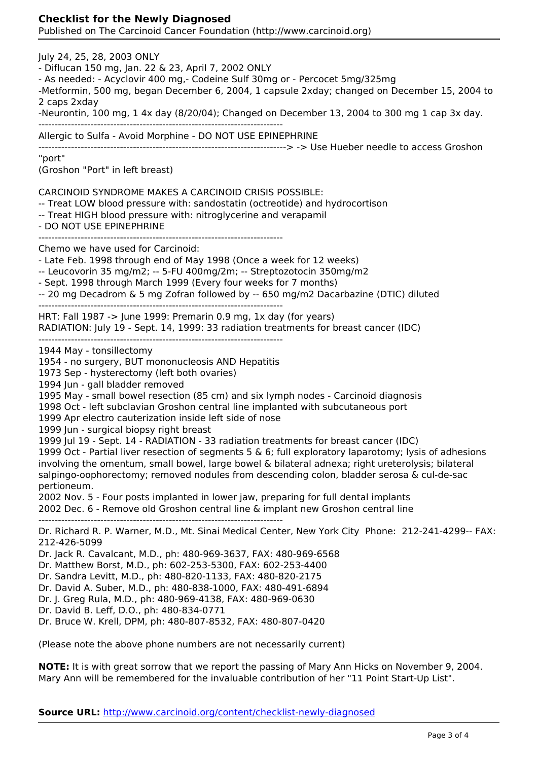July 24, 25, 28, 2003 ONLY
- Diflucan 150 mg, Jan. 22 & 23, April 7, 2002 ONLY
- As needed: - Acyclovir 400 mg,- Codeine Sulf 30mg or - Percocet 5mg/325mg
-Metformin, 500 mg, began December 6, 2004, 1 capsule 2xday; changed on December 15, 2004 to 2 caps 2xday
-Neurontin, 100 mg, 1 4x day (8/20/04); Changed on December 13, 2004 to 300 mg 1 cap 3x day.

---------------------------------------------------------------------------

Allergic to Sulfa - Avoid Morphine - DO NOT USE EPINEPHRINE

----------------------------------------------------------------------------> -> Use Hueber needle to access Groshon "port"

(Groshon "Port" in left breast)

CARCINOID SYNDROME MAKES A CARCINOID CRISIS POSSIBLE:
-- Treat LOW blood pressure with: sandostatin (octreotide) and hydrocortison
-- Treat HIGH blood pressure with: nitroglycerine and verapamil
- DO NOT USE EPINEPHRINE

---------------------------------------------------------------------------

Chemo we have used for Carcinoid:
- Late Feb. 1998 through end of May 1998 (Once a week for 12 weeks)
-- Leucovorin 35 mg/m2; -- 5-FU 400mg/2m; -- Streptozotocin 350mg/m2
- Sept. 1998 through March 1999 (Every four weeks for 7 months)
-- 20 mg Decadrom & 5 mg Zofran followed by -- 650 mg/m2 Dacarbazine (DTIC) diluted

---------------------------------------------------------------------------

HRT: Fall 1987 -> June 1999: Premarin 0.9 mg, 1x day (for years)
RADIATION: July 19 - Sept. 14, 1999: 33 radiation treatments for breast cancer (IDC)

---------------------------------------------------------------------------

1944 May - tonsillectomy
1954 - no surgery, BUT mononucleosis AND Hepatitis
1973 Sep - hysterectomy (left both ovaries)
1994 Jun - gall bladder removed
1995 May - small bowel resection (85 cm) and six lymph nodes - Carcinoid diagnosis
1998 Oct - left subclavian Groshon central line implanted with subcutaneous port
1999 Apr electro cauterization inside left side of nose
1999 Jun - surgical biopsy right breast
1999 Jul 19 - Sept. 14 - RADIATION - 33 radiation treatments for breast cancer (IDC)
1999 Oct - Partial liver resection of segments 5 & 6; full exploratory laparotomy; lysis of adhesions involving the omentum, small bowel, large bowel & bilateral adnexa; right ureterolysis; bilateral salpingo-oophorectomy; removed nodules from descending colon, bladder serosa & cul-de-sac pertioneum.
2002 Nov. 5 - Four posts implanted in lower jaw, preparing for full dental implants
2002 Dec. 6 - Remove old Groshon central line & implant new Groshon central line

---------------------------------------------------------------------------

Dr. Richard R. P. Warner, M.D., Mt. Sinai Medical Center, New York City Phone: 212-241-4299-- FAX: 212-426-5099
Dr. Jack R. Cavalcant, M.D., ph: 480-969-3637, FAX: 480-969-6568
Dr. Matthew Borst, M.D., ph: 602-253-5300, FAX: 602-253-4400
Dr. Sandra Levitt, M.D., ph: 480-820-1133, FAX: 480-820-2175
Dr. David A. Suber, M.D., ph: 480-838-1000, FAX: 480-491-6894
Dr. J. Greg Rula, M.D., ph: 480-969-4138, FAX: 480-969-0630
Dr. David B. Leff, D.O., ph: 480-834-0771
Dr. Bruce W. Krell, DPM, ph: 480-807-8532, FAX: 480-807-0420

(Please note the above phone numbers are not necessarily current)

**NOTE:** It is with great sorrow that we report the passing of Mary Ann Hicks on November 9, 2004. Mary Ann will be remembered for the invaluable contribution of her "11 Point Start-Up List".

**Source URL:** http://www.carcinoid.org/content/checklist-newly-diagnosed